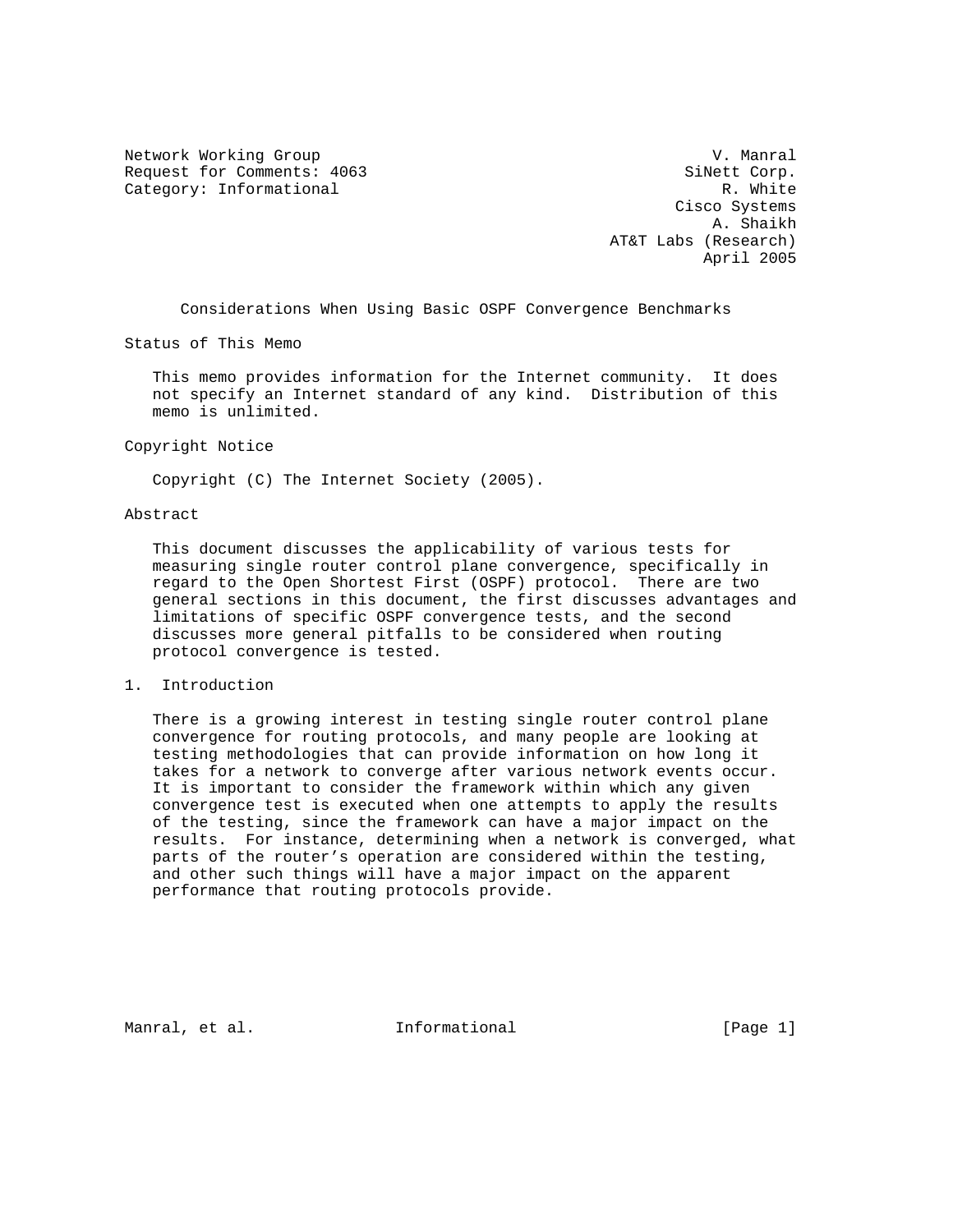Network Working Group V. Manral
Request for Comments: 4063 SiNett Corp.
Category: Informational R. White
Cisco Systems
A. Shaikh
AT&T Labs (Research)
April 2005

# Considerations When Using Basic OSPF Convergence Benchmarks

## Status of This Memo

This memo provides information for the Internet community. It does not specify an Internet standard of any kind. Distribution of this memo is unlimited.

## Copyright Notice

Copyright (C) The Internet Society (2005).

## Abstract

This document discusses the applicability of various tests for measuring single router control plane convergence, specifically in regard to the Open Shortest First (OSPF) protocol. There are two general sections in this document, the first discusses advantages and limitations of specific OSPF convergence tests, and the second discusses more general pitfalls to be considered when routing protocol convergence is tested.

## 1. Introduction

There is a growing interest in testing single router control plane convergence for routing protocols, and many people are looking at testing methodologies that can provide information on how long it takes for a network to converge after various network events occur. It is important to consider the framework within which any given convergence test is executed when one attempts to apply the results of the testing, since the framework can have a major impact on the results. For instance, determining when a network is converged, what parts of the router's operation are considered within the testing, and other such things will have a major impact on the apparent performance that routing protocols provide.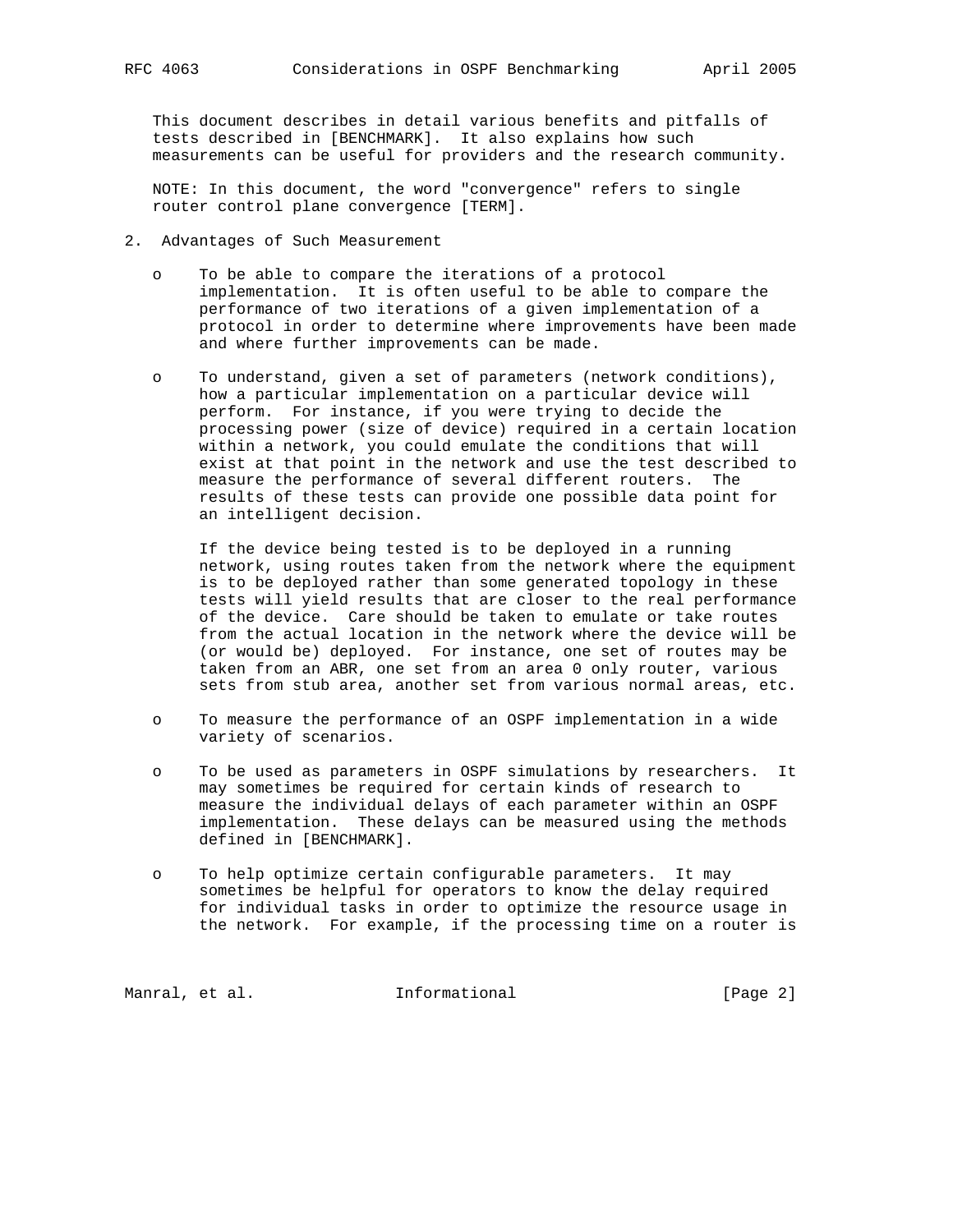This document describes in detail various benefits and pitfalls of tests described in [BENCHMARK]. It also explains how such measurements can be useful for providers and the research community.

NOTE: In this document, the word "convergence" refers to single router control plane convergence [TERM].

## 2. Advantages of Such Measurement

- To be able to compare the iterations of a protocol implementation. It is often useful to be able to compare the performance of two iterations of a given implementation of a protocol in order to determine where improvements have been made and where further improvements can be made.

- To understand, given a set of parameters (network conditions), how a particular implementation on a particular device will perform. For instance, if you were trying to decide the processing power (size of device) required in a certain location within a network, you could emulate the conditions that will exist at that point in the network and use the test described to measure the performance of several different routers. The results of these tests can provide one possible data point for an intelligent decision.

  If the device being tested is to be deployed in a running network, using routes taken from the network where the equipment is to be deployed rather than some generated topology in these tests will yield results that are closer to the real performance of the device. Care should be taken to emulate or take routes from the actual location in the network where the device will be (or would be) deployed. For instance, one set of routes may be taken from an ABR, one set from an area 0 only router, various sets from stub area, another set from various normal areas, etc.

- To measure the performance of an OSPF implementation in a wide variety of scenarios.

- To be used as parameters in OSPF simulations by researchers. It may sometimes be required for certain kinds of research to measure the individual delays of each parameter within an OSPF implementation. These delays can be measured using the methods defined in [BENCHMARK].

- To help optimize certain configurable parameters. It may sometimes be helpful for operators to know the delay required for individual tasks in order to optimize the resource usage in the network. For example, if the processing time on a router is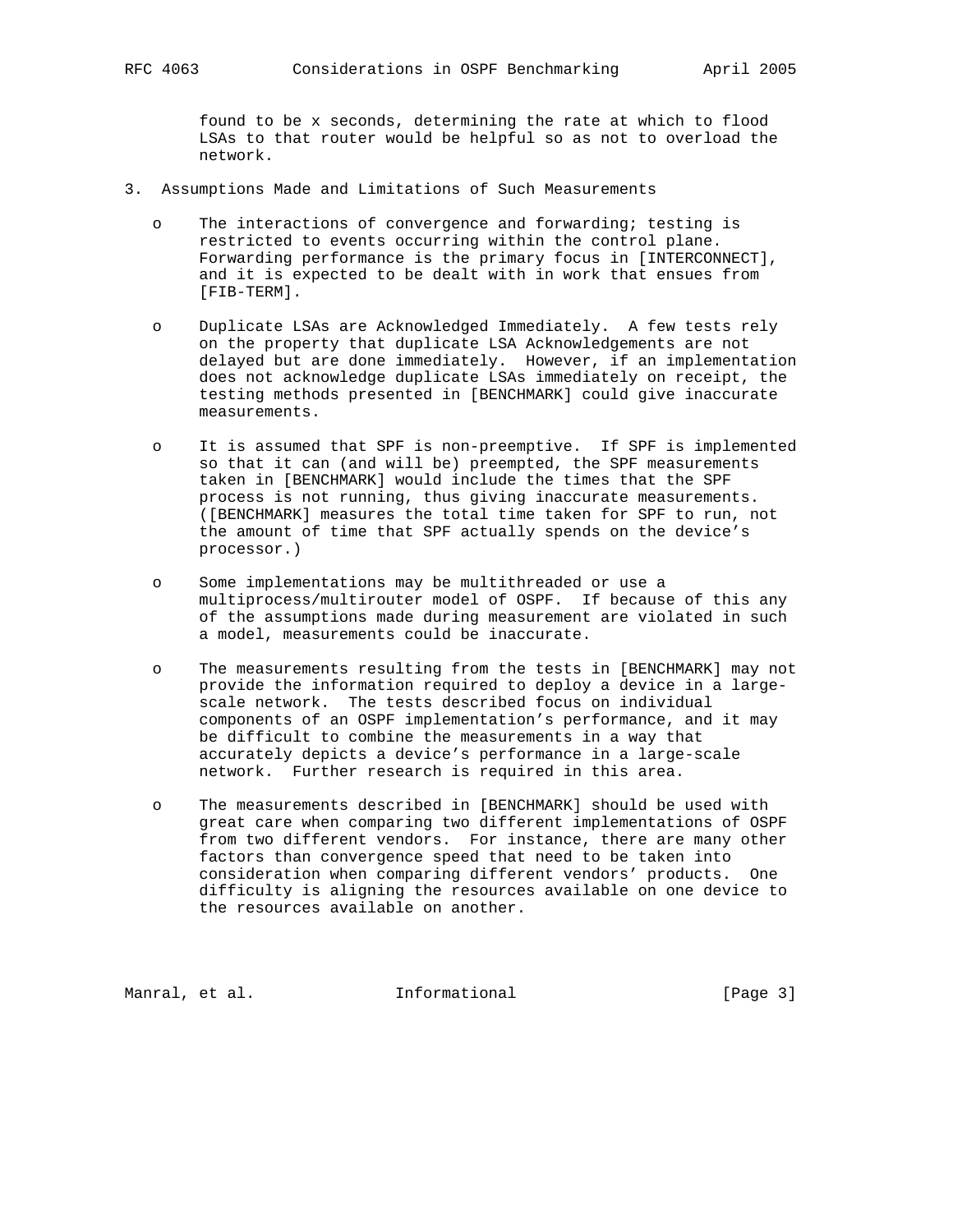found to be x seconds, determining the rate at which to flood LSAs to that router would be helpful so as not to overload the network.

## 3. Assumptions Made and Limitations of Such Measurements

- The interactions of convergence and forwarding; testing is restricted to events occurring within the control plane. Forwarding performance is the primary focus in [INTERCONNECT], and it is expected to be dealt with in work that ensues from [FIB-TERM].

- Duplicate LSAs are Acknowledged Immediately. A few tests rely on the property that duplicate LSA Acknowledgements are not delayed but are done immediately. However, if an implementation does not acknowledge duplicate LSAs immediately on receipt, the testing methods presented in [BENCHMARK] could give inaccurate measurements.

- It is assumed that SPF is non-preemptive. If SPF is implemented so that it can (and will be) preempted, the SPF measurements taken in [BENCHMARK] would include the times that the SPF process is not running, thus giving inaccurate measurements. ([BENCHMARK] measures the total time taken for SPF to run, not the amount of time that SPF actually spends on the device's processor.)

- Some implementations may be multithreaded or use a multiprocess/multirouter model of OSPF. If because of this any of the assumptions made during measurement are violated in such a model, measurements could be inaccurate.

- The measurements resulting from the tests in [BENCHMARK] may not provide the information required to deploy a device in a large-scale network. The tests described focus on individual components of an OSPF implementation's performance, and it may be difficult to combine the measurements in a way that accurately depicts a device's performance in a large-scale network. Further research is required in this area.

- The measurements described in [BENCHMARK] should be used with great care when comparing two different implementations of OSPF from two different vendors. For instance, there are many other factors than convergence speed that need to be taken into consideration when comparing different vendors' products. One difficulty is aligning the resources available on one device to the resources available on another.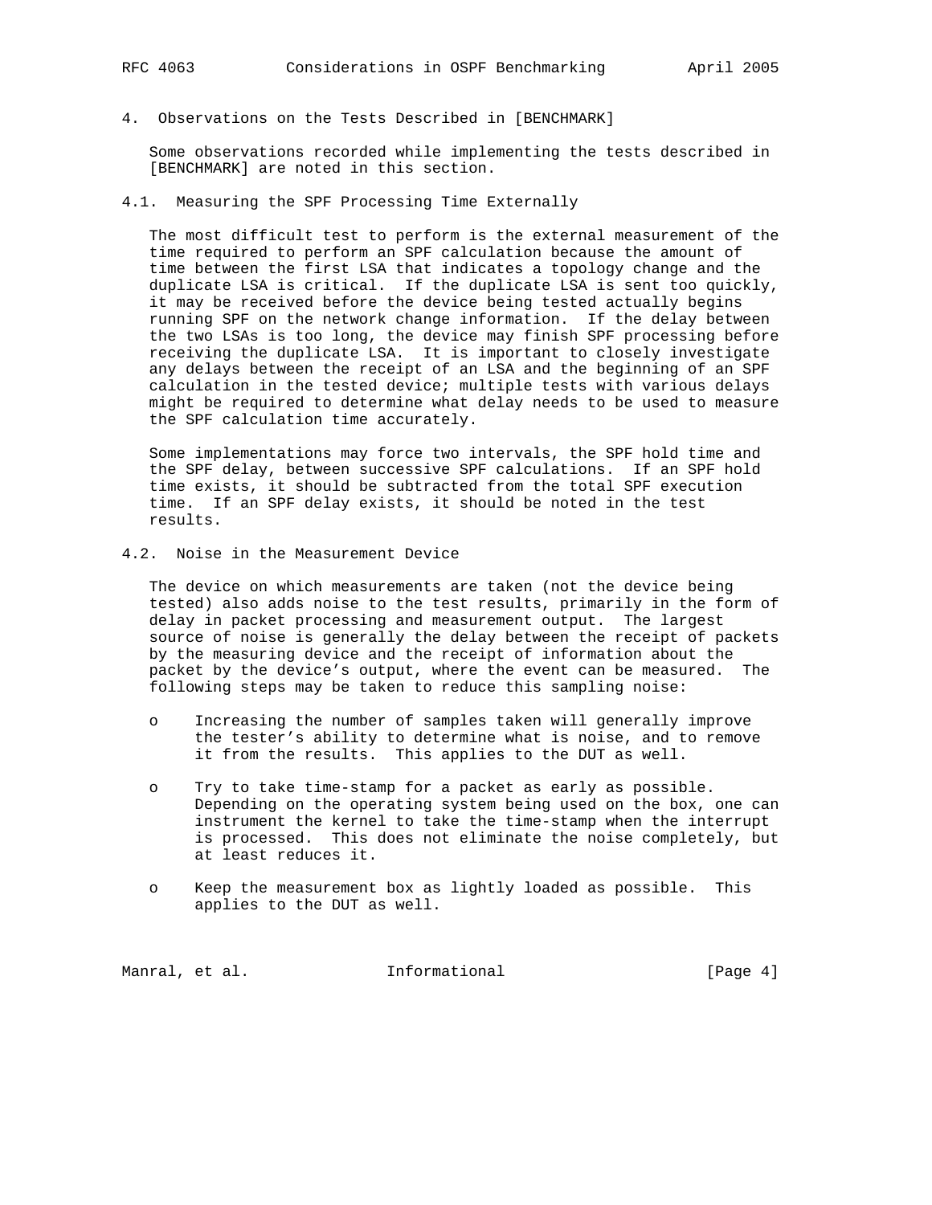## 4. Observations on the Tests Described in [BENCHMARK]

Some observations recorded while implementing the tests described in [BENCHMARK] are noted in this section.

### 4.1. Measuring the SPF Processing Time Externally

The most difficult test to perform is the external measurement of the time required to perform an SPF calculation because the amount of time between the first LSA that indicates a topology change and the duplicate LSA is critical. If the duplicate LSA is sent too quickly, it may be received before the device being tested actually begins running SPF on the network change information. If the delay between the two LSAs is too long, the device may finish SPF processing before receiving the duplicate LSA. It is important to closely investigate any delays between the receipt of an LSA and the beginning of an SPF calculation in the tested device; multiple tests with various delays might be required to determine what delay needs to be used to measure the SPF calculation time accurately.

Some implementations may force two intervals, the SPF hold time and the SPF delay, between successive SPF calculations. If an SPF hold time exists, it should be subtracted from the total SPF execution time. If an SPF delay exists, it should be noted in the test results.

### 4.2. Noise in the Measurement Device

The device on which measurements are taken (not the device being tested) also adds noise to the test results, primarily in the form of delay in packet processing and measurement output. The largest source of noise is generally the delay between the receipt of packets by the measuring device and the receipt of information about the packet by the device's output, where the event can be measured. The following steps may be taken to reduce this sampling noise:

- Increasing the number of samples taken will generally improve the tester's ability to determine what is noise, and to remove it from the results. This applies to the DUT as well.

- Try to take time-stamp for a packet as early as possible. Depending on the operating system being used on the box, one can instrument the kernel to take the time-stamp when the interrupt is processed. This does not eliminate the noise completely, but at least reduces it.

- Keep the measurement box as lightly loaded as possible. This applies to the DUT as well.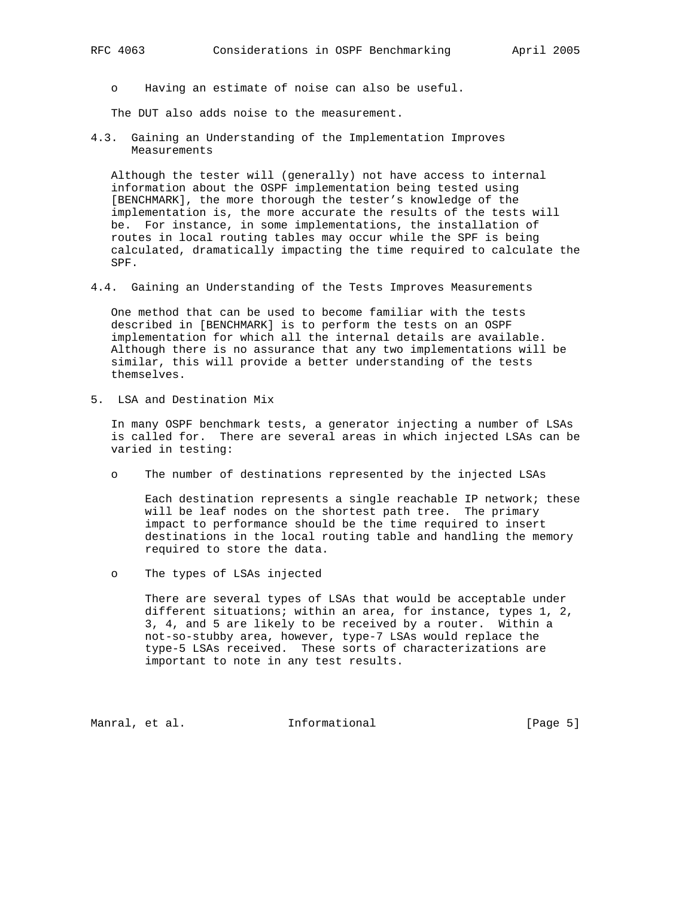- Having an estimate of noise can also be useful.

The DUT also adds noise to the measurement.

### 4.3. Gaining an Understanding of the Implementation Improves Measurements

Although the tester will (generally) not have access to internal information about the OSPF implementation being tested using [BENCHMARK], the more thorough the tester’s knowledge of the implementation is, the more accurate the results of the tests will be. For instance, in some implementations, the installation of routes in local routing tables may occur while the SPF is being calculated, dramatically impacting the time required to calculate the SPF.

### 4.4. Gaining an Understanding of the Tests Improves Measurements

One method that can be used to become familiar with the tests described in [BENCHMARK] is to perform the tests on an OSPF implementation for which all the internal details are available. Although there is no assurance that any two implementations will be similar, this will provide a better understanding of the tests themselves.

## 5. LSA and Destination Mix

In many OSPF benchmark tests, a generator injecting a number of LSAs is called for. There are several areas in which injected LSAs can be varied in testing:

- The number of destinations represented by the injected LSAs

  Each destination represents a single reachable IP network; these will be leaf nodes on the shortest path tree. The primary impact to performance should be the time required to insert destinations in the local routing table and handling the memory required to store the data.

- The types of LSAs injected

  There are several types of LSAs that would be acceptable under different situations; within an area, for instance, types 1, 2, 3, 4, and 5 are likely to be received by a router. Within a not-so-stubby area, however, type-7 LSAs would replace the type-5 LSAs received. These sorts of characterizations are important to note in any test results.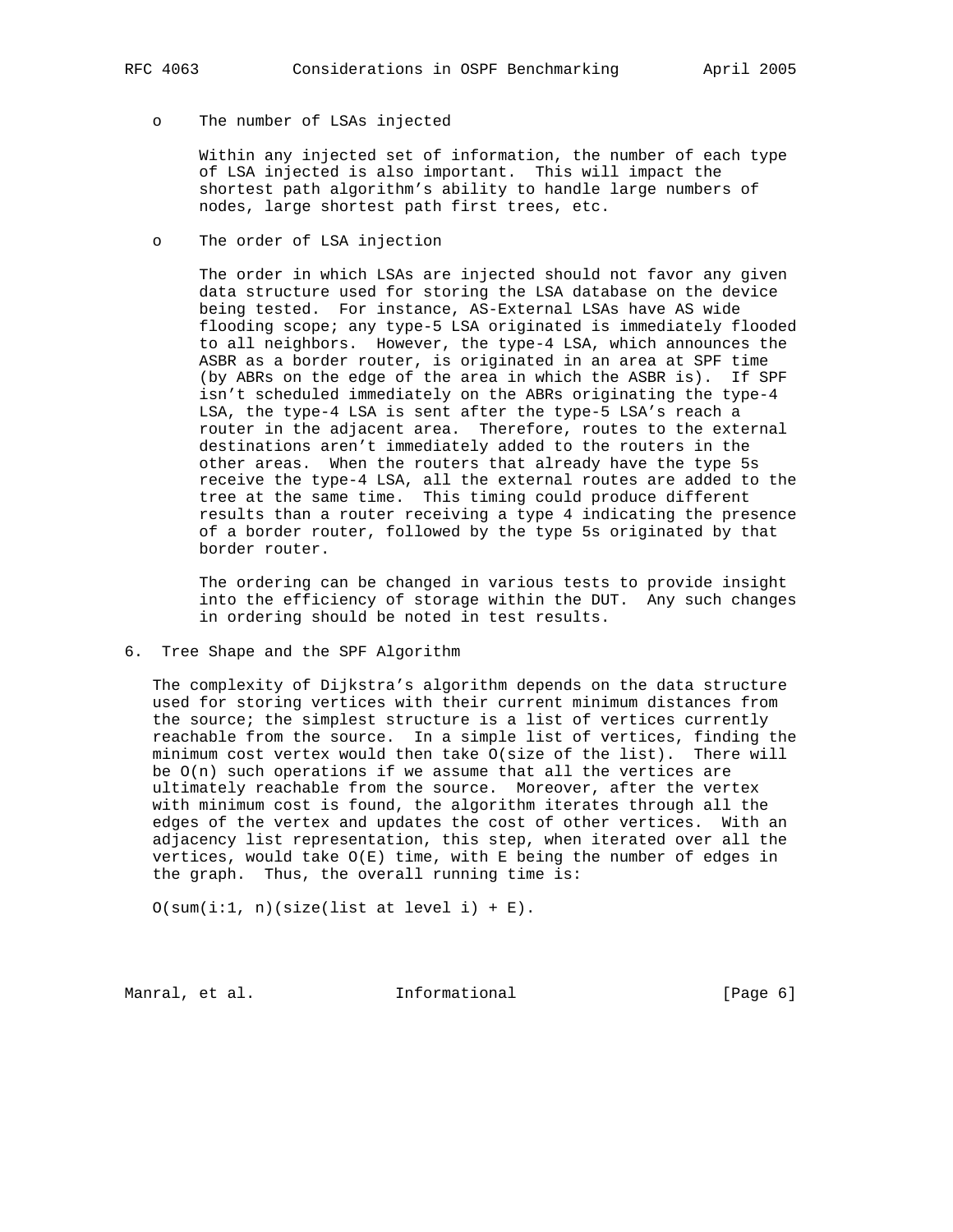- The number of LSAs injected

  Within any injected set of information, the number of each type of LSA injected is also important. This will impact the shortest path algorithm's ability to handle large numbers of nodes, large shortest path first trees, etc.

- The order of LSA injection

  The order in which LSAs are injected should not favor any given data structure used for storing the LSA database on the device being tested. For instance, AS-External LSAs have AS wide flooding scope; any type-5 LSA originated is immediately flooded to all neighbors. However, the type-4 LSA, which announces the ASBR as a border router, is originated in an area at SPF time (by ABRs on the edge of the area in which the ASBR is). If SPF isn't scheduled immediately on the ABRs originating the type-4 LSA, the type-4 LSA is sent after the type-5 LSA's reach a router in the adjacent area. Therefore, routes to the external destinations aren't immediately added to the routers in the other areas. When the routers that already have the type 5s receive the type-4 LSA, all the external routes are added to the tree at the same time. This timing could produce different results than a router receiving a type 4 indicating the presence of a border router, followed by the type 5s originated by that border router.

  The ordering can be changed in various tests to provide insight into the efficiency of storage within the DUT. Any such changes in ordering should be noted in test results.

## 6. Tree Shape and the SPF Algorithm

The complexity of Dijkstra's algorithm depends on the data structure used for storing vertices with their current minimum distances from the source; the simplest structure is a list of vertices currently reachable from the source. In a simple list of vertices, finding the minimum cost vertex would then take O(size of the list). There will be O(n) such operations if we assume that all the vertices are ultimately reachable from the source. Moreover, after the vertex with minimum cost is found, the algorithm iterates through all the edges of the vertex and updates the cost of other vertices. With an adjacency list representation, this step, when iterated over all the vertices, would take O(E) time, with E being the number of edges in the graph. Thus, the overall running time is:

O(sum(i:1, n)(size(list at level i) + E).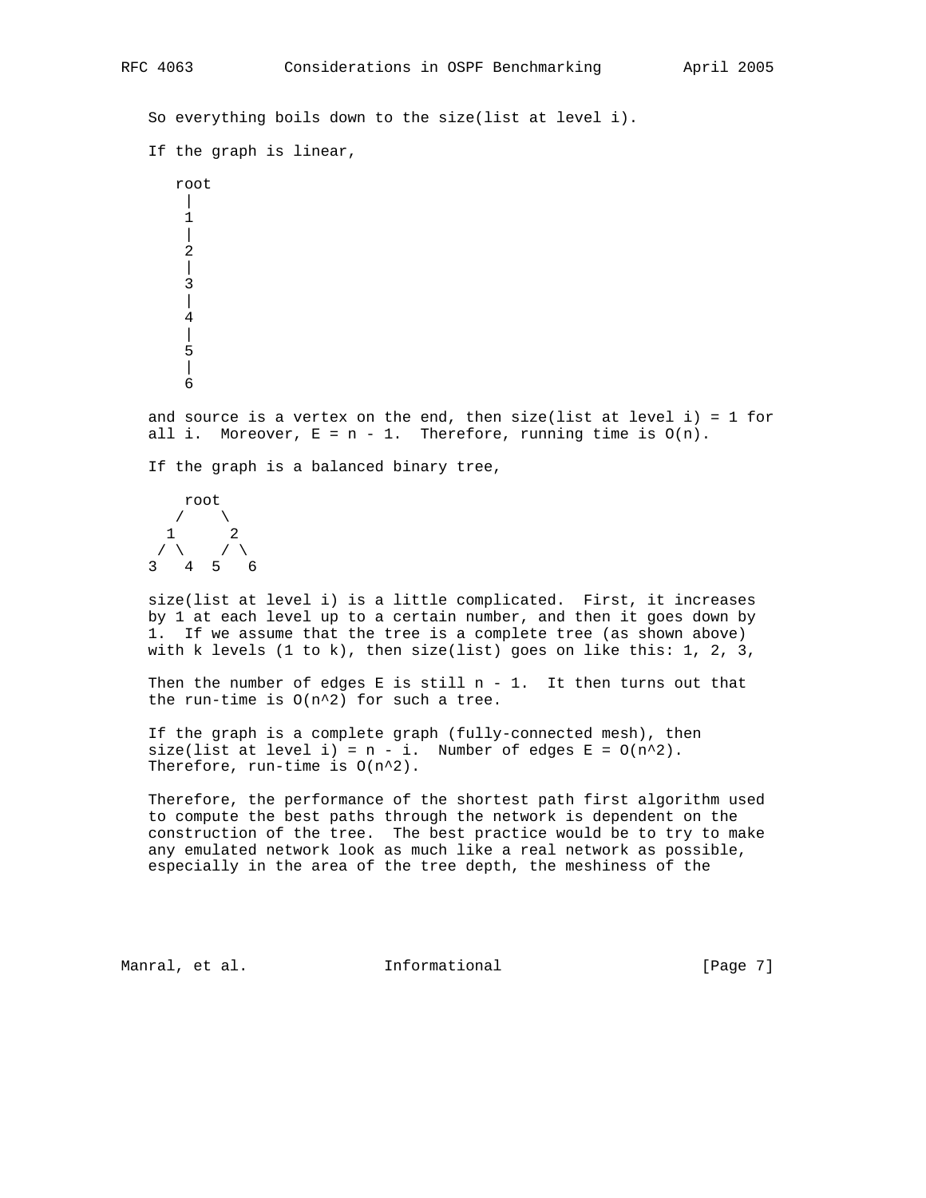So everything boils down to the size(list at level i).

If the graph is linear,

```
  root
   |
   1
   |
   2
   |
   3
   |
   4
   |
   5
   |
   6
```

and source is a vertex on the end, then size(list at level i) = 1 for all i. Moreover, $E = n - 1$. Therefore, running time is $O(n)$.

If the graph is a balanced binary tree,

```
    root
   /    \
  1      2
 / \    / \
3   4  5   6
```

size(list at level i) is a little complicated. First, it increases by 1 at each level up to a certain number, and then it goes down by 1. If we assume that the tree is a complete tree (as shown above) with k levels (1 to k), then size(list) goes on like this: 1, 2, 3,

Then the number of edges E is still $n - 1$. It then turns out that the run-time is $O(n^2)$ for such a tree.

If the graph is a complete graph (fully-connected mesh), then size(list at level i) = $n - i$. Number of edges $E = O(n^2)$. Therefore, run-time is $O(n^2)$.

Therefore, the performance of the shortest path first algorithm used to compute the best paths through the network is dependent on the construction of the tree. The best practice would be to try to make any emulated network look as much like a real network as possible, especially in the area of the tree depth, the meshiness of the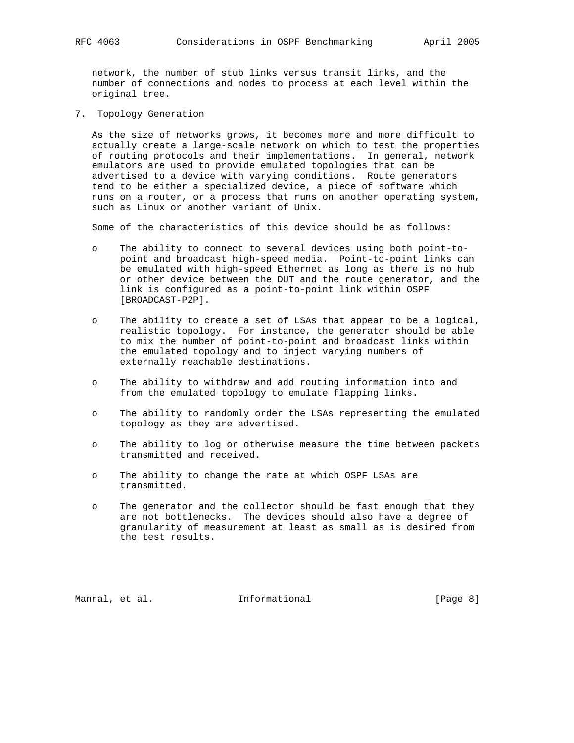network, the number of stub links versus transit links, and the number of connections and nodes to process at each level within the original tree.

## 7. Topology Generation

As the size of networks grows, it becomes more and more difficult to actually create a large-scale network on which to test the properties of routing protocols and their implementations. In general, network emulators are used to provide emulated topologies that can be advertised to a device with varying conditions. Route generators tend to be either a specialized device, a piece of software which runs on a router, or a process that runs on another operating system, such as Linux or another variant of Unix.

Some of the characteristics of this device should be as follows:

- The ability to connect to several devices using both point-to-point and broadcast high-speed media. Point-to-point links can be emulated with high-speed Ethernet as long as there is no hub or other device between the DUT and the route generator, and the link is configured as a point-to-point link within OSPF [BROADCAST-P2P].
- The ability to create a set of LSAs that appear to be a logical, realistic topology. For instance, the generator should be able to mix the number of point-to-point and broadcast links within the emulated topology and to inject varying numbers of externally reachable destinations.
- The ability to withdraw and add routing information into and from the emulated topology to emulate flapping links.
- The ability to randomly order the LSAs representing the emulated topology as they are advertised.
- The ability to log or otherwise measure the time between packets transmitted and received.
- The ability to change the rate at which OSPF LSAs are transmitted.
- The generator and the collector should be fast enough that they are not bottlenecks. The devices should also have a degree of granularity of measurement at least as small as is desired from the test results.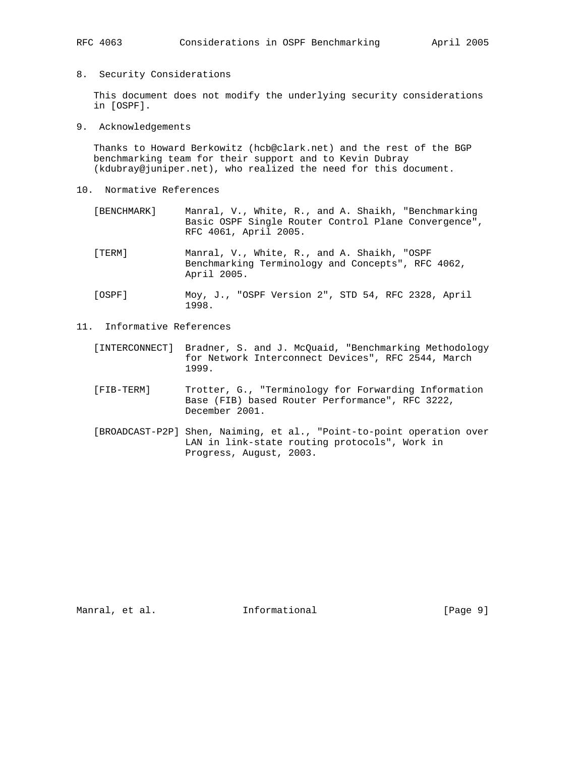## 8. Security Considerations

This document does not modify the underlying security considerations in [OSPF].

## 9. Acknowledgements

Thanks to Howard Berkowitz (hcb@clark.net) and the rest of the BGP benchmarking team for their support and to Kevin Dubray (kdubray@juniper.net), who realized the need for this document.

## 10. Normative References

[BENCHMARK] Manral, V., White, R., and A. Shaikh, "Benchmarking Basic OSPF Single Router Control Plane Convergence", RFC 4061, April 2005.

[TERM] Manral, V., White, R., and A. Shaikh, "OSPF Benchmarking Terminology and Concepts", RFC 4062, April 2005.

[OSPF] Moy, J., "OSPF Version 2", STD 54, RFC 2328, April 1998.

## 11. Informative References

[INTERCONNECT] Bradner, S. and J. McQuaid, "Benchmarking Methodology for Network Interconnect Devices", RFC 2544, March 1999.

[FIB-TERM] Trotter, G., "Terminology for Forwarding Information Base (FIB) based Router Performance", RFC 3222, December 2001.

[BROADCAST-P2P] Shen, Naiming, et al., "Point-to-point operation over LAN in link-state routing protocols", Work in Progress, August, 2003.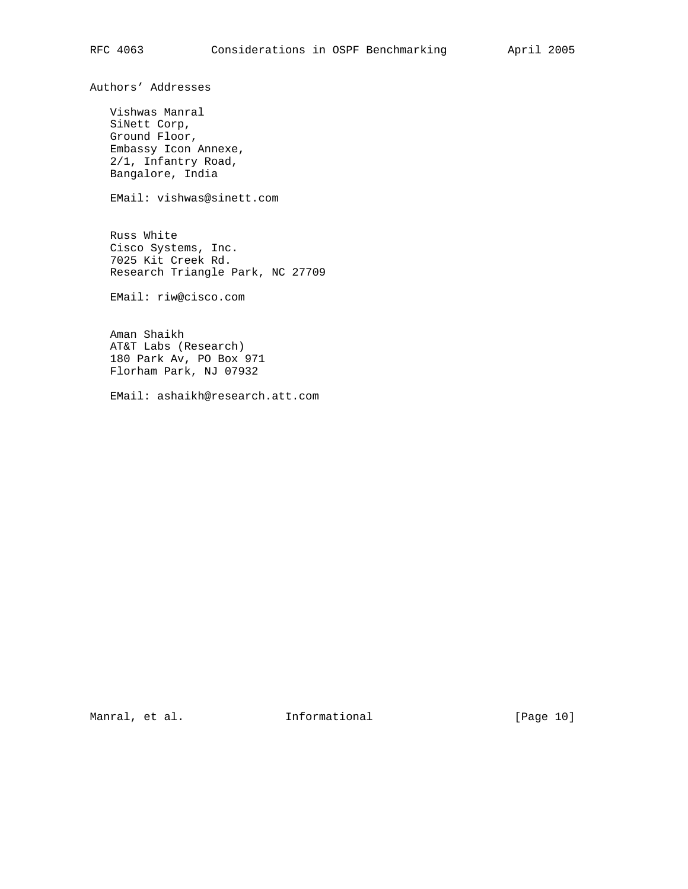## Authors' Addresses

Vishwas Manral
SiNett Corp,
Ground Floor,
Embassy Icon Annexe,
2/1, Infantry Road,
Bangalore, India

EMail: vishwas@sinett.com

Russ White
Cisco Systems, Inc.
7025 Kit Creek Rd.
Research Triangle Park, NC 27709

EMail: riw@cisco.com

Aman Shaikh
AT&T Labs (Research)
180 Park Av, PO Box 971
Florham Park, NJ 07932

EMail: ashaikh@research.att.com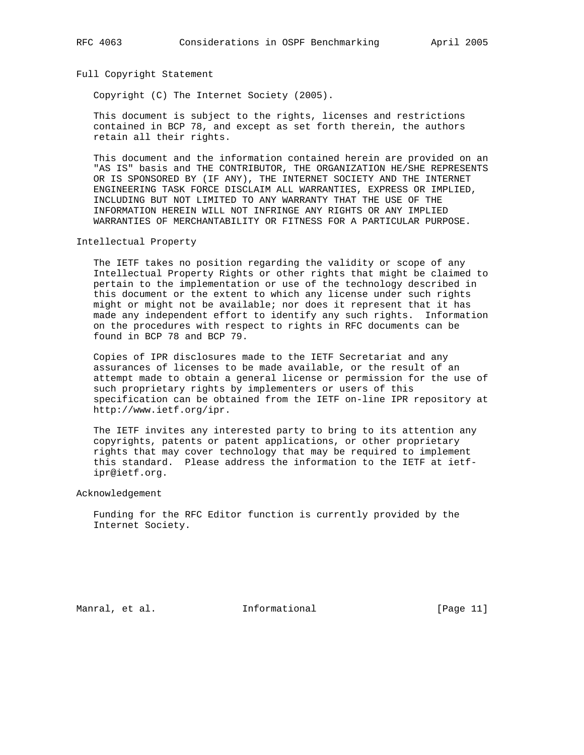## Full Copyright Statement

Copyright (C) The Internet Society (2005).

This document is subject to the rights, licenses and restrictions contained in BCP 78, and except as set forth therein, the authors retain all their rights.

This document and the information contained herein are provided on an "AS IS" basis and THE CONTRIBUTOR, THE ORGANIZATION HE/SHE REPRESENTS OR IS SPONSORED BY (IF ANY), THE INTERNET SOCIETY AND THE INTERNET ENGINEERING TASK FORCE DISCLAIM ALL WARRANTIES, EXPRESS OR IMPLIED, INCLUDING BUT NOT LIMITED TO ANY WARRANTY THAT THE USE OF THE INFORMATION HEREIN WILL NOT INFRINGE ANY RIGHTS OR ANY IMPLIED WARRANTIES OF MERCHANTABILITY OR FITNESS FOR A PARTICULAR PURPOSE.

## Intellectual Property

The IETF takes no position regarding the validity or scope of any Intellectual Property Rights or other rights that might be claimed to pertain to the implementation or use of the technology described in this document or the extent to which any license under such rights might or might not be available; nor does it represent that it has made any independent effort to identify any such rights. Information on the procedures with respect to rights in RFC documents can be found in BCP 78 and BCP 79.

Copies of IPR disclosures made to the IETF Secretariat and any assurances of licenses to be made available, or the result of an attempt made to obtain a general license or permission for the use of such proprietary rights by implementers or users of this specification can be obtained from the IETF on-line IPR repository at http://www.ietf.org/ipr.

The IETF invites any interested party to bring to its attention any copyrights, patents or patent applications, or other proprietary rights that may cover technology that may be required to implement this standard. Please address the information to the IETF at ietf-ipr@ietf.org.

## Acknowledgement

Funding for the RFC Editor function is currently provided by the Internet Society.